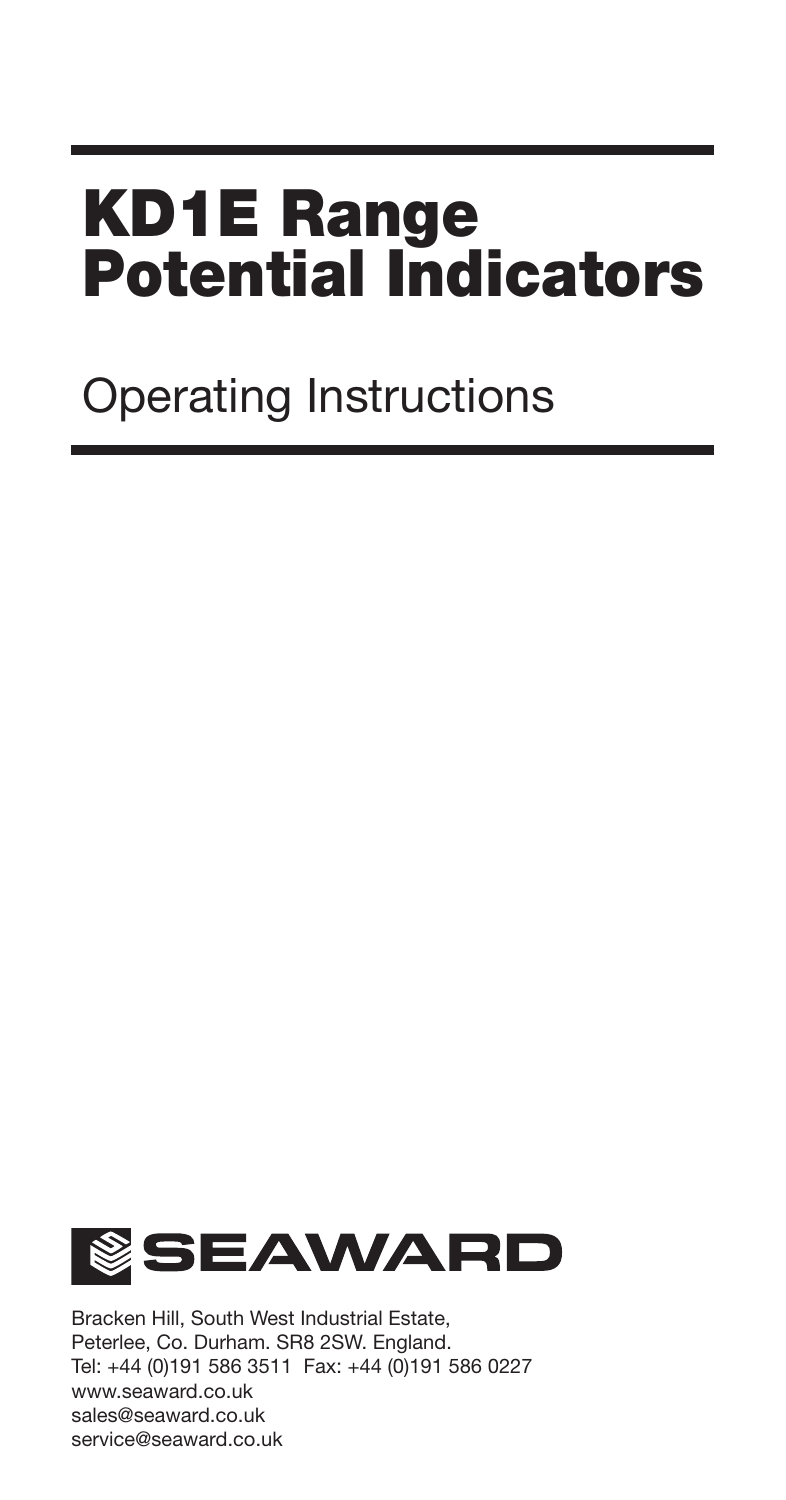# KD1E Range Potential Indicators

## Operating Instructions

SEAWARD

Bracken Hill, South West Industrial Estate,
Peterlee, Co. Durham. SR8 2SW. England.
Tel: +44 (0)191 586 3511 Fax: +44 (0)191 586 0227
www.seaward.co.uk
sales@seaward.co.uk
service@seaward.co.uk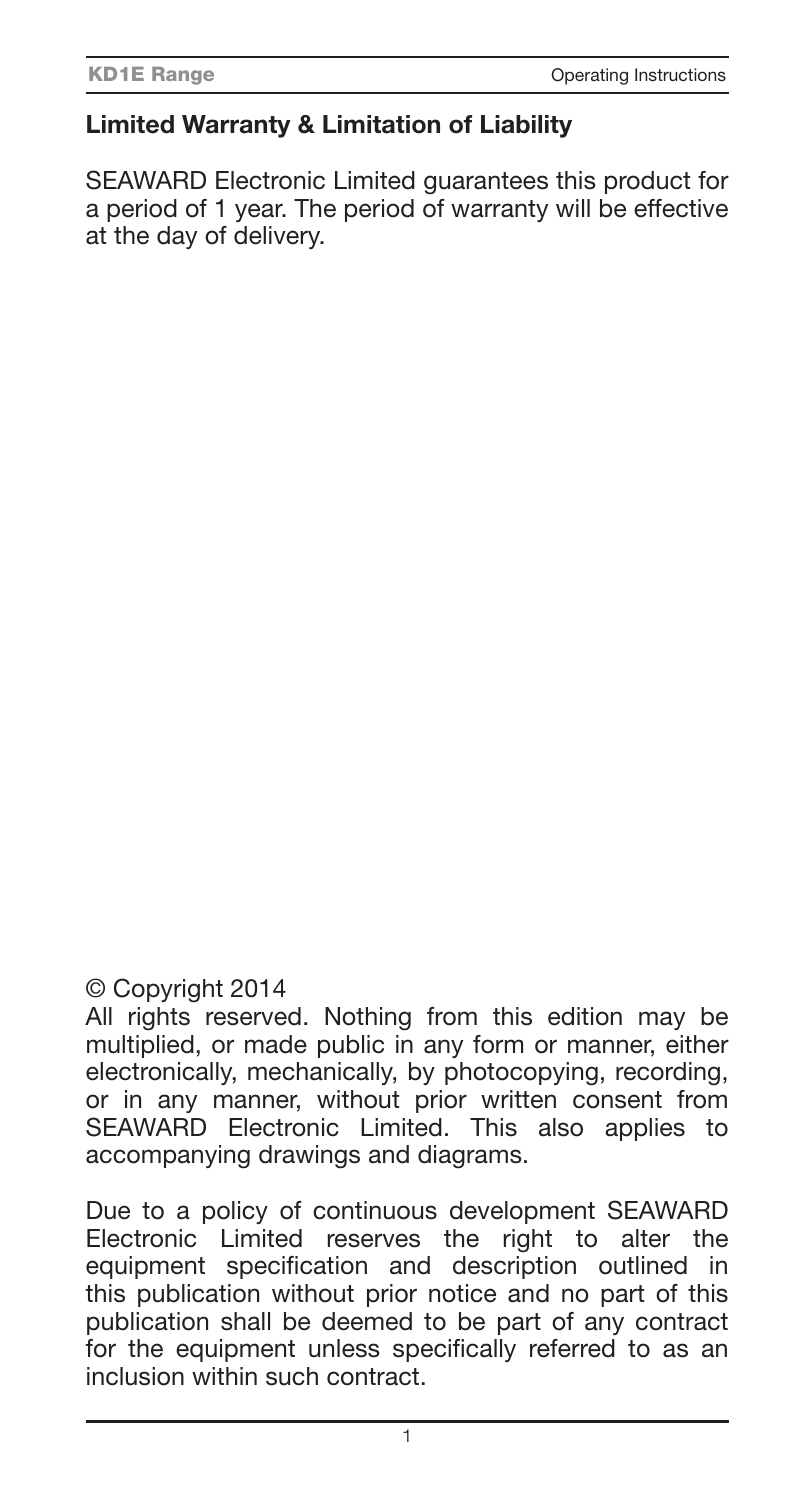## Limited Warranty & Limitation of Liability

SEAWARD Electronic Limited guarantees this product for a period of 1 year. The period of warranty will be effective at the day of delivery.

© Copyright 2014

All rights reserved. Nothing from this edition may be multiplied, or made public in any form or manner, either electronically, mechanically, by photocopying, recording, or in any manner, without prior written consent from SEAWARD Electronic Limited. This also applies to accompanying drawings and diagrams.

Due to a policy of continuous development SEAWARD Electronic Limited reserves the right to alter the equipment specification and description outlined in this publication without prior notice and no part of this publication shall be deemed to be part of any contract for the equipment unless specifically referred to as an inclusion within such contract.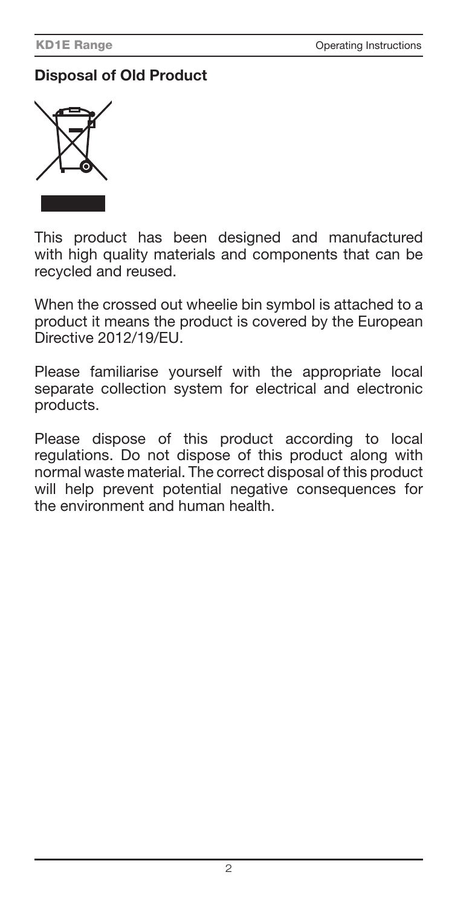## Disposal of Old Product

This product has been designed and manufactured with high quality materials and components that can be recycled and reused.

When the crossed out wheelie bin symbol is attached to a product it means the product is covered by the European Directive 2012/19/EU.

Please familiarise yourself with the appropriate local separate collection system for electrical and electronic products.

Please dispose of this product according to local regulations. Do not dispose of this product along with normal waste material. The correct disposal of this product will help prevent potential negative consequences for the environment and human health.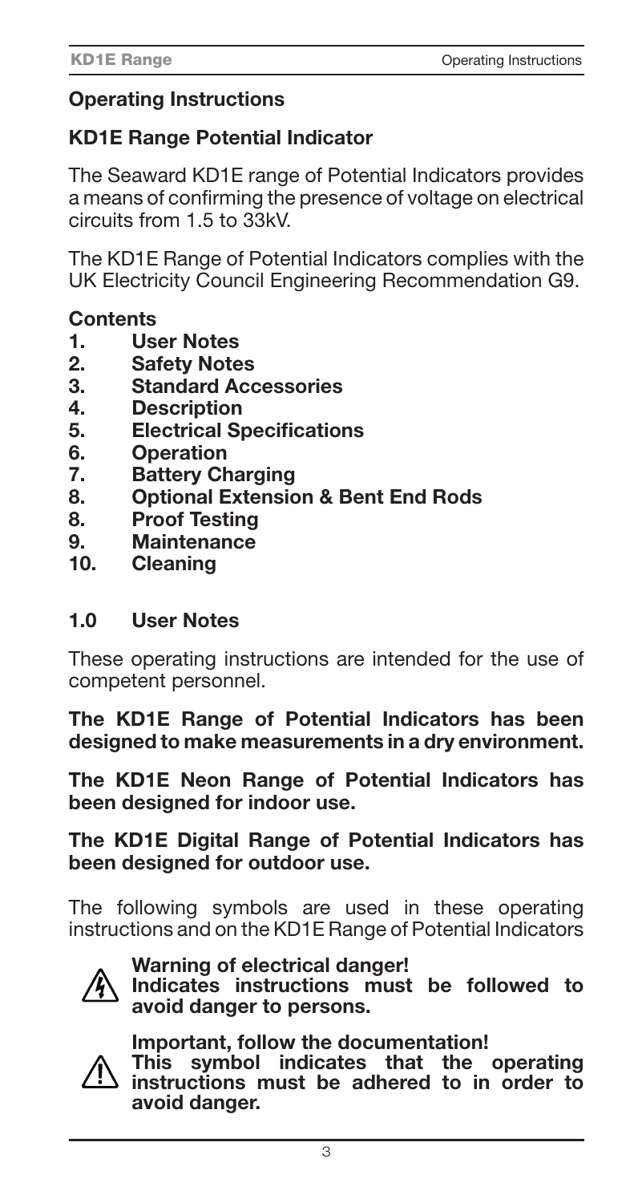## Operating Instructions

## KD1E Range Potential Indicator

The Seaward KD1E range of Potential Indicators provides a means of confirming the presence of voltage on electrical circuits from 1.5 to 33kV.

The KD1E Range of Potential Indicators complies with the UK Electricity Council Engineering Recommendation G9.

**Contents**

1. **User Notes**
2. **Safety Notes**
3. **Standard Accessories**
4. **Description**
5. **Electrical Specifications**
6. **Operation**
7. **Battery Charging**
8. **Optional Extension & Bent End Rods**
8. **Proof Testing**
9. **Maintenance**
10. **Cleaning**

### 1.0 User Notes

These operating instructions are intended for the use of competent personnel.

**The KD1E Range of Potential Indicators has been designed to make measurements in a dry environment.**

**The KD1E Neon Range of Potential Indicators has been designed for indoor use.**

**The KD1E Digital Range of Potential Indicators has been designed for outdoor use.**

The following symbols are used in these operating instructions and on the KD1E Range of Potential Indicators

**Warning of electrical danger!**
**Indicates instructions must be followed to avoid danger to persons.**

**Important, follow the documentation!**
**This symbol indicates that the operating instructions must be adhered to in order to avoid danger.**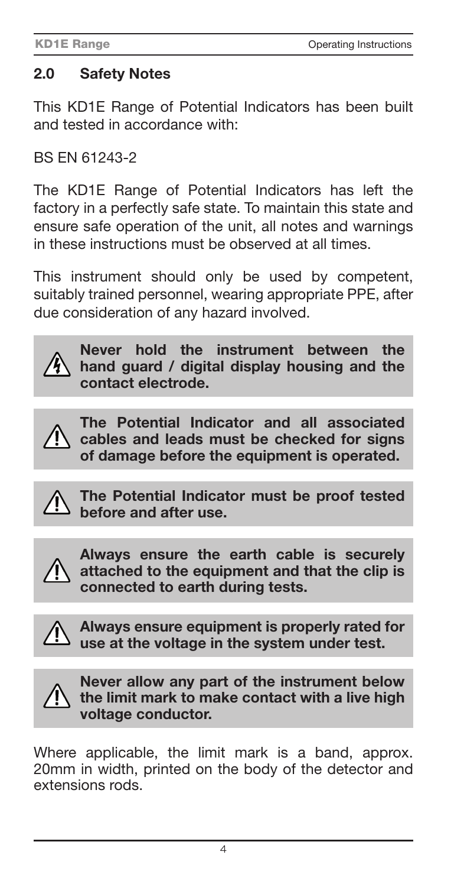## 2.0 Safety Notes

This KD1E Range of Potential Indicators has been built and tested in accordance with:

BS EN 61243-2

The KD1E Range of Potential Indicators has left the factory in a perfectly safe state. To maintain this state and ensure safe operation of the unit, all notes and warnings in these instructions must be observed at all times.

This instrument should only be used by competent, suitably trained personnel, wearing appropriate PPE, after due consideration of any hazard involved.

> **Never hold the instrument between the hand guard / digital display housing and the contact electrode.**

> **The Potential Indicator and all associated cables and leads must be checked for signs of damage before the equipment is operated.**

> **The Potential Indicator must be proof tested before and after use.**

> **Always ensure the earth cable is securely attached to the equipment and that the clip is connected to earth during tests.**

> **Always ensure equipment is properly rated for use at the voltage in the system under test.**

> **Never allow any part of the instrument below the limit mark to make contact with a live high voltage conductor.**

Where applicable, the limit mark is a band, approx. 20mm in width, printed on the body of the detector and extensions rods.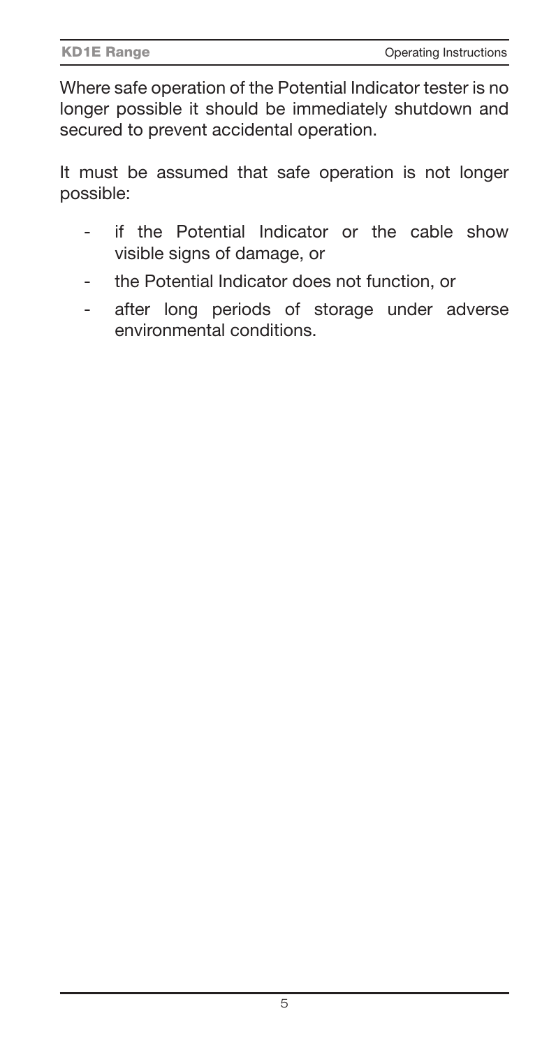Where safe operation of the Potential Indicator tester is no longer possible it should be immediately shutdown and secured to prevent accidental operation.

It must be assumed that safe operation is not longer possible:

- if the Potential Indicator or the cable show visible signs of damage, or
- the Potential Indicator does not function, or
- after long periods of storage under adverse environmental conditions.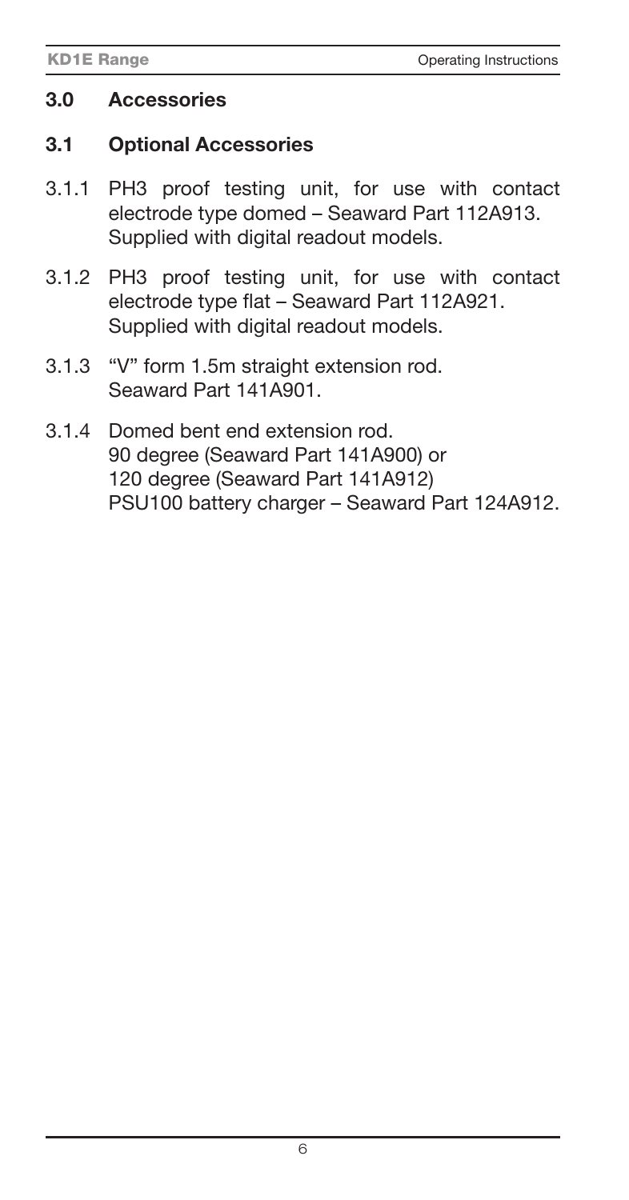## 3.0 Accessories

### 3.1 Optional Accessories

3.1.1 PH3 proof testing unit, for use with contact electrode type domed – Seaward Part 112A913. Supplied with digital readout models.

3.1.2 PH3 proof testing unit, for use with contact electrode type flat – Seaward Part 112A921. Supplied with digital readout models.

3.1.3 "V" form 1.5m straight extension rod. Seaward Part 141A901.

3.1.4 Domed bent end extension rod.
90 degree (Seaward Part 141A900) or
120 degree (Seaward Part 141A912)
PSU100 battery charger – Seaward Part 124A912.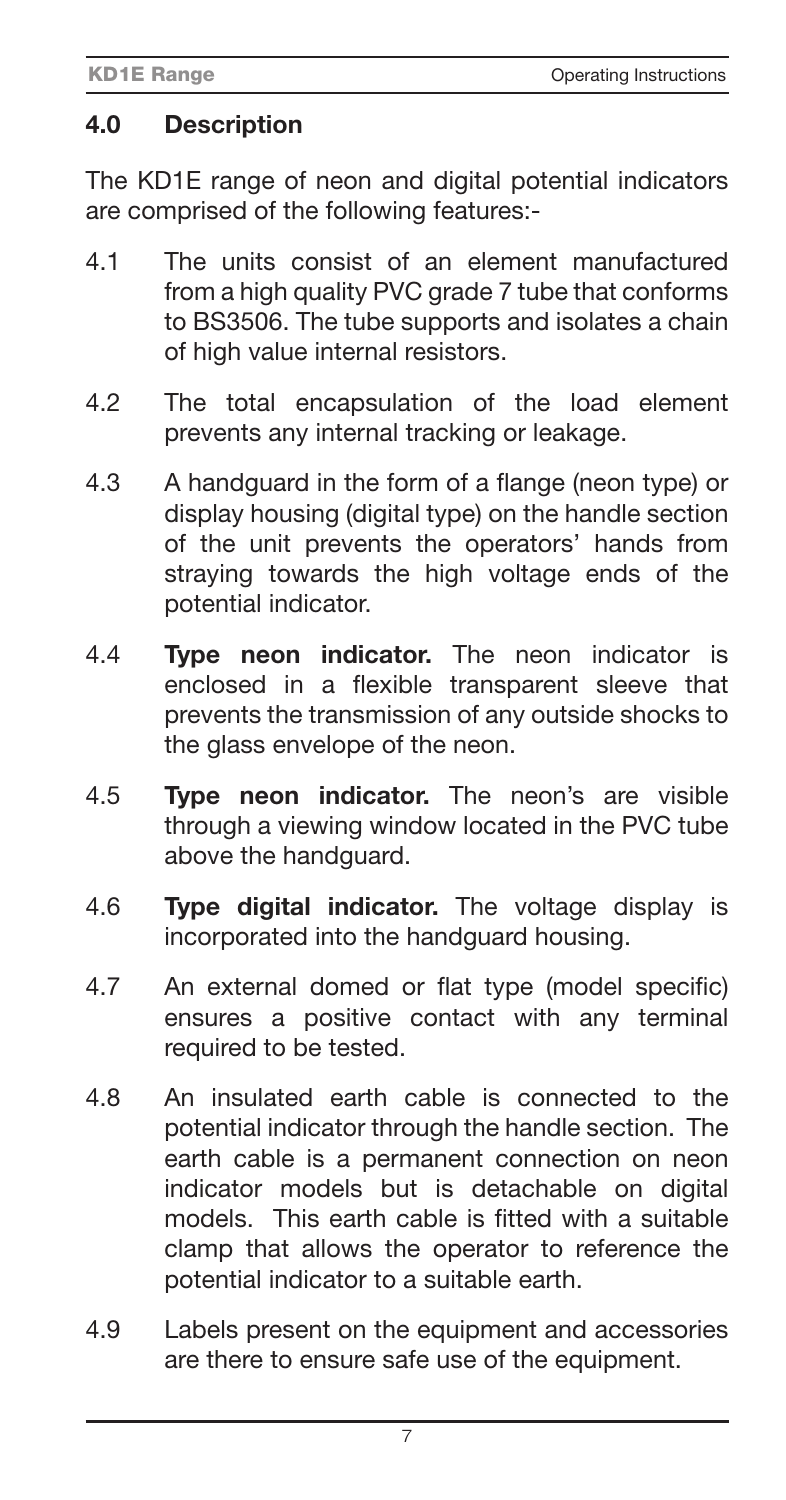## 4.0 Description

The KD1E range of neon and digital potential indicators are comprised of the following features:-

4.1 The units consist of an element manufactured from a high quality PVC grade 7 tube that conforms to BS3506. The tube supports and isolates a chain of high value internal resistors.

4.2 The total encapsulation of the load element prevents any internal tracking or leakage.

4.3 A handguard in the form of a flange (neon type) or display housing (digital type) on the handle section of the unit prevents the operators' hands from straying towards the high voltage ends of the potential indicator.

4.4 **Type neon indicator.** The neon indicator is enclosed in a flexible transparent sleeve that prevents the transmission of any outside shocks to the glass envelope of the neon.

4.5 **Type neon indicator.** The neon's are visible through a viewing window located in the PVC tube above the handguard.

4.6 **Type digital indicator.** The voltage display is incorporated into the handguard housing.

4.7 An external domed or flat type (model specific) ensures a positive contact with any terminal required to be tested.

4.8 An insulated earth cable is connected to the potential indicator through the handle section. The earth cable is a permanent connection on neon indicator models but is detachable on digital models. This earth cable is fitted with a suitable clamp that allows the operator to reference the potential indicator to a suitable earth.

4.9 Labels present on the equipment and accessories are there to ensure safe use of the equipment.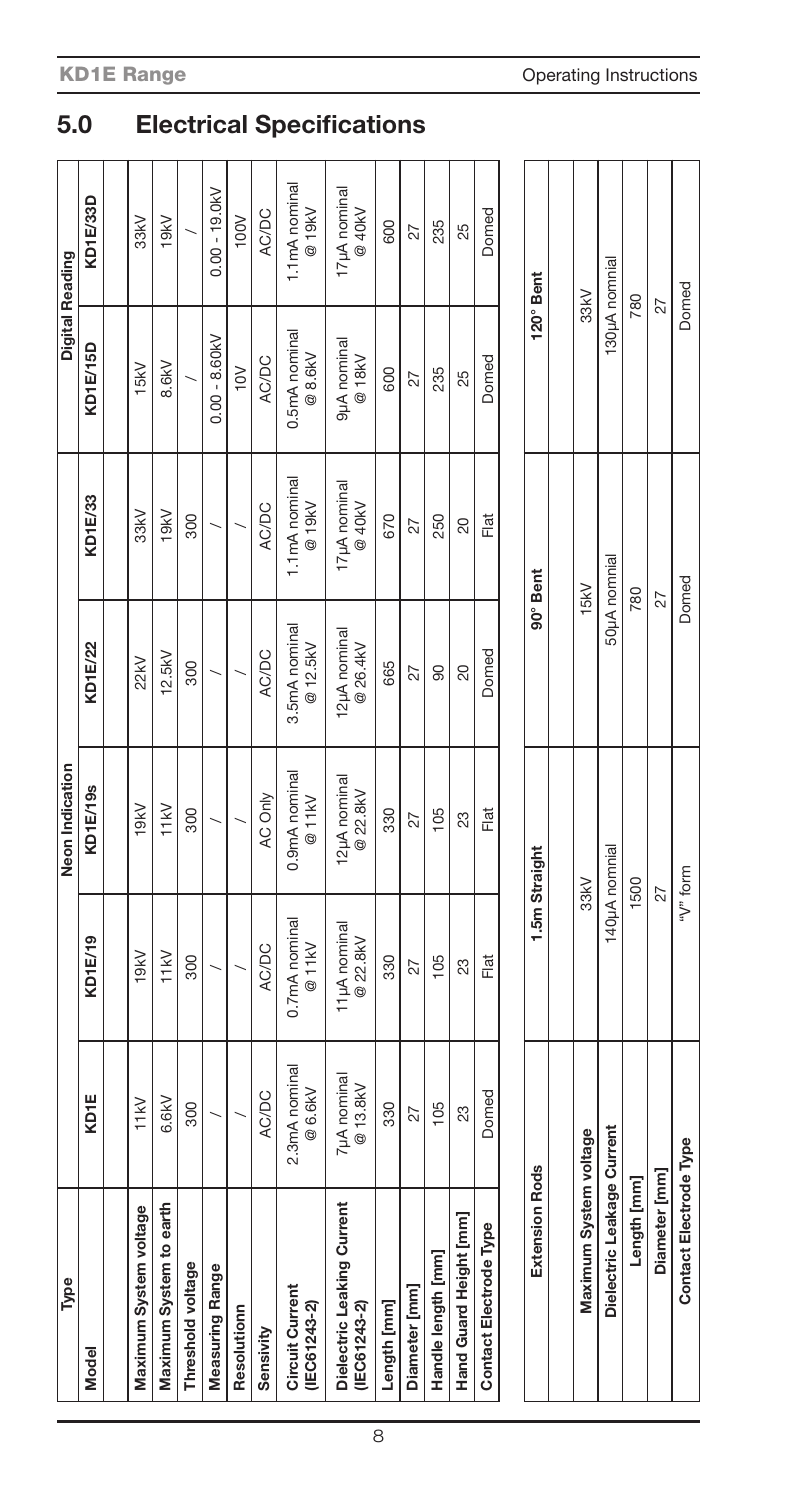## 5.0 Electrical Specifications

| Type | | | Neon Indication | | | Digital Reading | |
|---|---|---|---|---|---|---|---|
| Model | KD1E | KD1E/19 | KD1E/19s | KD1E/22 | KD1E/33 | KD1E/15D | KD1E/33D |
| Maximum System voltage | 11kV | 19kV | 19kV | 22kV | 33kV | 15kV | 33kV |
| Maximum System to earth | 6.6kV | 11kV | 11kV | 12.5kV | 19kV | 8.6kV | 19kV |
| Threshold voltage | 300 | 300 | 300 | 300 | 300 | / | / |
| Measuring Range | / | / | / | / | / | 0.00 - 8.60kV | 0.00 - 19.0kV |
| Resolutionn | / | / | / | / | / | 10V | 100V |
| Sensivity | AC/DC | AC/DC | AC Only | AC/DC | AC/DC | AC/DC | AC/DC |
| Circuit Current (IEC61243-2) | 2.3mA nominal @ 6.6kV | 0.7mA nominal @ 11kV | 0.9mA nominal @ 11kV | 3.5mA nominal @ 12.5kV | 1.1mA nominal @ 19kV | 0.5mA nominal @ 8.6kV | 1.1mA nominal @ 19kV |
| Dielectric Leaking Current (IEC61243-2) | 7μA nominal @ 13.8kV | 11μA nominal @ 22.8kV | 12μA nominal @ 22.8kV | 12μA nominal @ 26.4kV | 17μA nominal @ 40kV | 9μA nominal @ 18kV | 17μA nominal @ 40kV |
| Length [mm] | 330 | 330 | 330 | 665 | 670 | 600 | 600 |
| Diameter [mm] | 27 | 27 | 27 | 27 | 27 | 27 | 27 |
| Handle length [mm] | 105 | 105 | 105 | 90 | 250 | 235 | 235 |
| Hand Guard Height [mm] | 23 | 23 | 23 | 20 | 20 | 25 | 25 |
| Contact Electrode Type | Domed | Flat | Flat | Domed | Flat | Domed | Domed |

| Extension Rods | 1.5m Straight | 90° Bent | 120° Bent |
|---|---|---|---|
| Maximum System voltage | 33kV | 15kV | 33kV |
| Dielectric Leakage Current | 140μA nomial | 50μA nomial | 130μA nomial |
| Length [mm] | 1500 | 780 | 780 |
| Diameter [mm] | 27 | 27 | 27 |
| Contact Electrode Type | "V" form | Domed | Domed |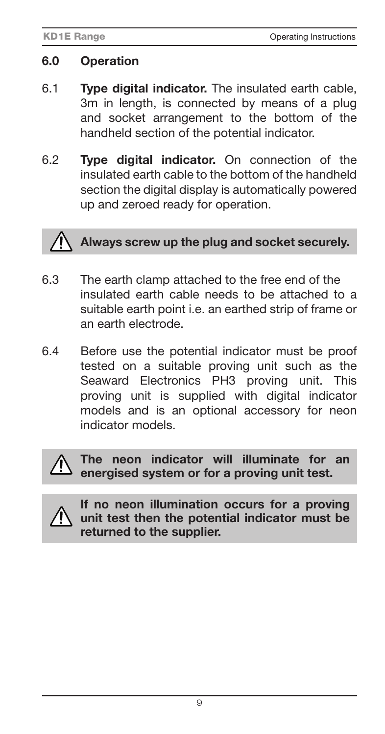## 6.0 Operation

6.1 **Type digital indicator.** The insulated earth cable, 3m in length, is connected by means of a plug and socket arrangement to the bottom of the handheld section of the potential indicator.

6.2 **Type digital indicator.** On connection of the insulated earth cable to the bottom of the handheld section the digital display is automatically powered up and zeroed ready for operation.

> ⚠ **Always screw up the plug and socket securely.**

6.3 The earth clamp attached to the free end of the insulated earth cable needs to be attached to a suitable earth point i.e. an earthed strip of frame or an earth electrode.

6.4 Before use the potential indicator must be proof tested on a suitable proving unit such as the Seaward Electronics PH3 proving unit. This proving unit is supplied with digital indicator models and is an optional accessory for neon indicator models.

> ⚠ **The neon indicator will illuminate for an energised system or for a proving unit test.**

> ⚠ **If no neon illumination occurs for a proving unit test then the potential indicator must be returned to the supplier.**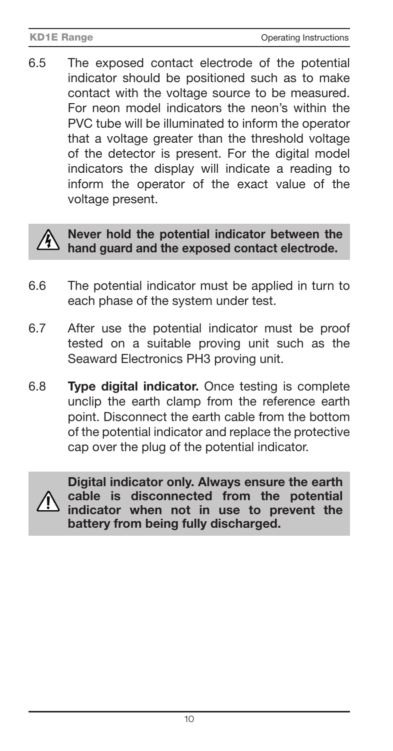6.5 The exposed contact electrode of the potential indicator should be positioned such as to make contact with the voltage source to be measured. For neon model indicators the neon's within the PVC tube will be illuminated to inform the operator that a voltage greater than the threshold voltage of the detector is present. For the digital model indicators the display will indicate a reading to inform the operator of the exact value of the voltage present.

**Never hold the potential indicator between the hand guard and the exposed contact electrode.**

6.6 The potential indicator must be applied in turn to each phase of the system under test.

6.7 After use the potential indicator must be proof tested on a suitable proving unit such as the Seaward Electronics PH3 proving unit.

6.8 **Type digital indicator.** Once testing is complete unclip the earth clamp from the reference earth point. Disconnect the earth cable from the bottom of the potential indicator and replace the protective cap over the plug of the potential indicator.

**Digital indicator only. Always ensure the earth cable is disconnected from the potential indicator when not in use to prevent the battery from being fully discharged.**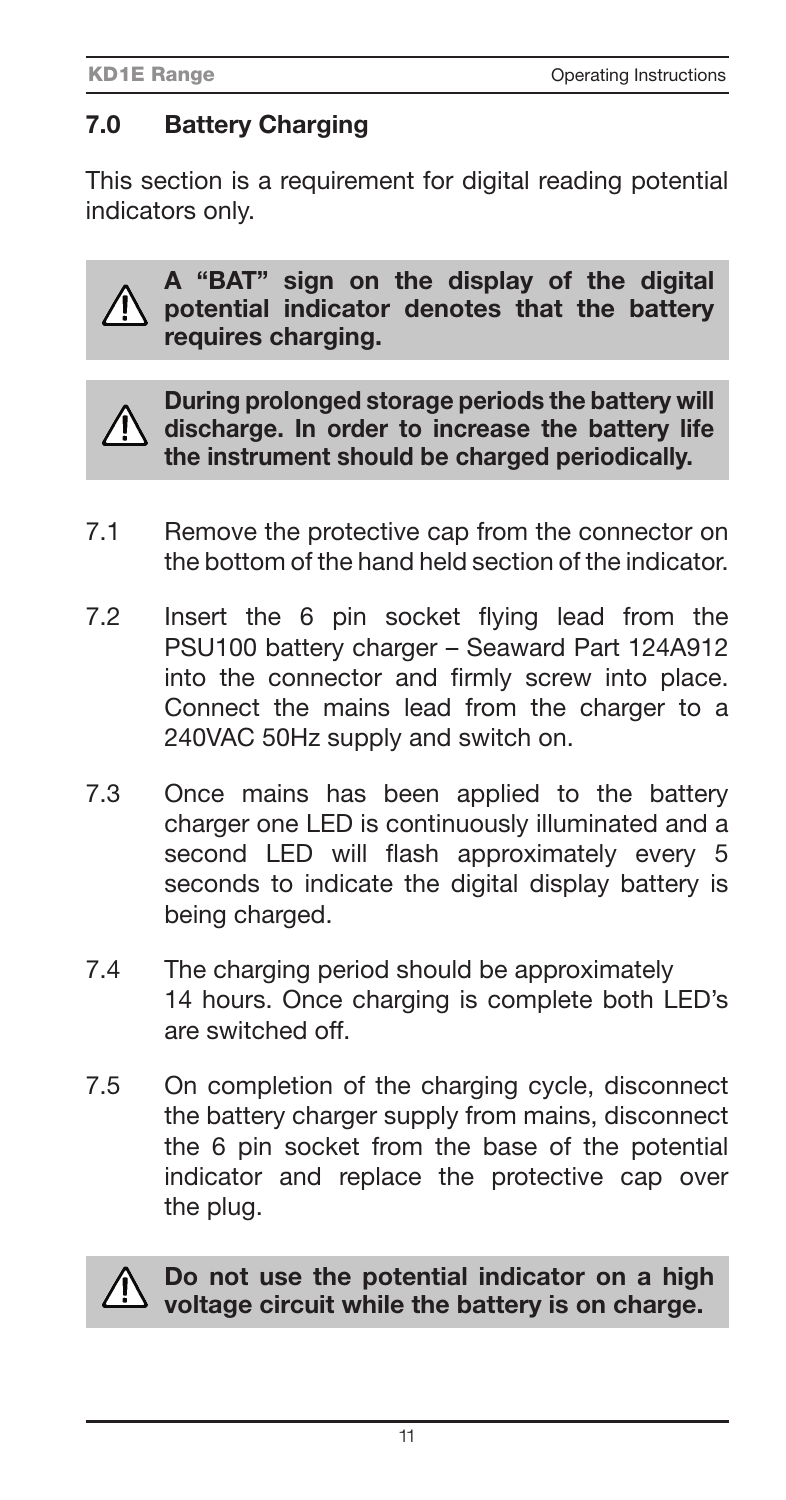## 7.0 Battery Charging

This section is a requirement for digital reading potential indicators only.

> ⚠ **A "BAT" sign on the display of the digital potential indicator denotes that the battery requires charging.**

> ⚠ **During prolonged storage periods the battery will discharge. In order to increase the battery life the instrument should be charged periodically.**

7.1 Remove the protective cap from the connector on the bottom of the hand held section of the indicator.

7.2 Insert the 6 pin socket flying lead from the PSU100 battery charger – Seaward Part 124A912 into the connector and firmly screw into place. Connect the mains lead from the charger to a 240VAC 50Hz supply and switch on.

7.3 Once mains has been applied to the battery charger one LED is continuously illuminated and a second LED will flash approximately every 5 seconds to indicate the digital display battery is being charged.

7.4 The charging period should be approximately 14 hours. Once charging is complete both LED's are switched off.

7.5 On completion of the charging cycle, disconnect the battery charger supply from mains, disconnect the 6 pin socket from the base of the potential indicator and replace the protective cap over the plug.

> ⚠ **Do not use the potential indicator on a high voltage circuit while the battery is on charge.**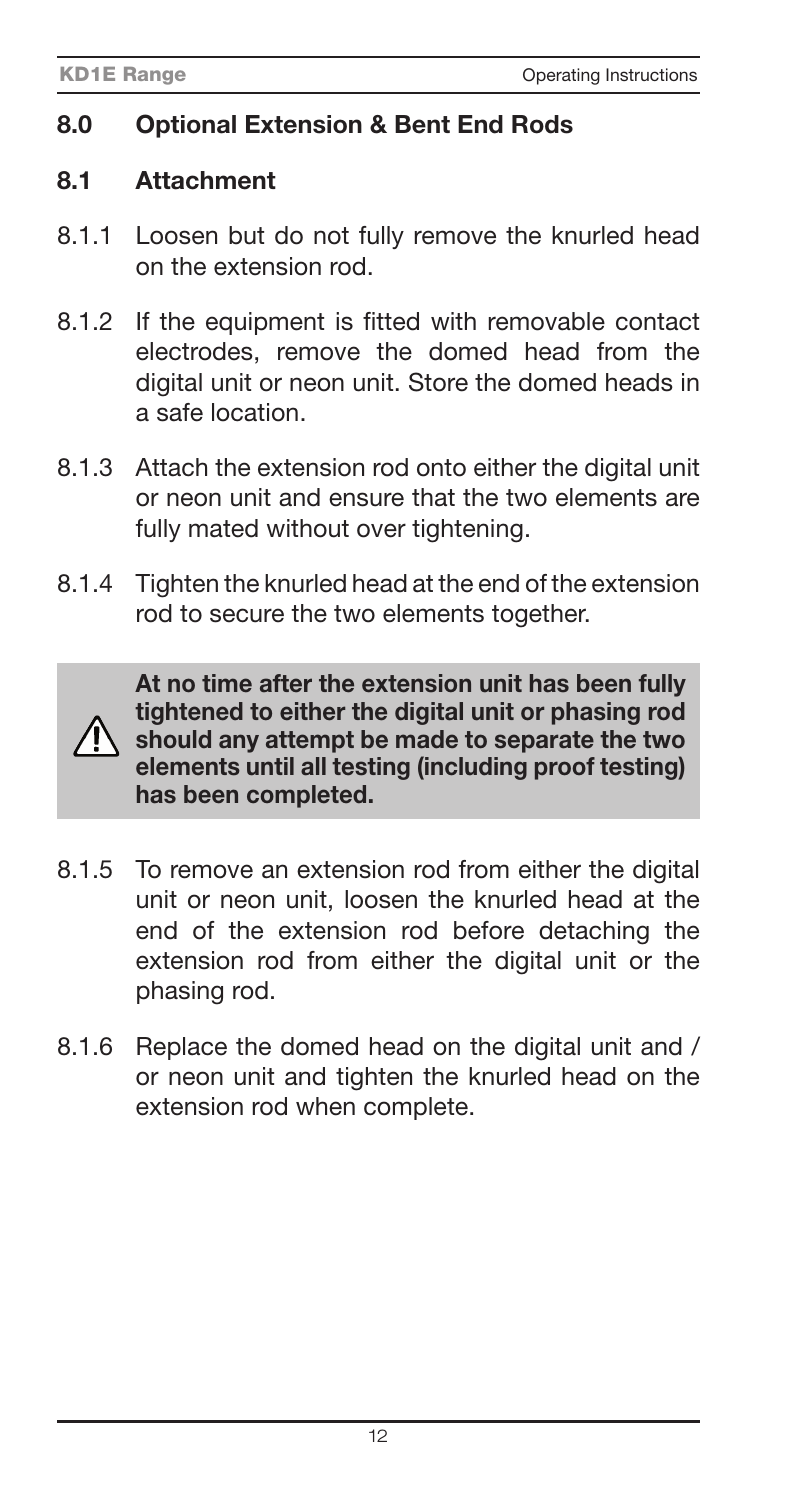## 8.0 Optional Extension & Bent End Rods

### 8.1 Attachment

8.1.1 Loosen but do not fully remove the knurled head on the extension rod.

8.1.2 If the equipment is fitted with removable contact electrodes, remove the domed head from the digital unit or neon unit. Store the domed heads in a safe location.

8.1.3 Attach the extension rod onto either the digital unit or neon unit and ensure that the two elements are fully mated without over tightening.

8.1.4 Tighten the knurled head at the end of the extension rod to secure the two elements together.

> ⚠ **At no time after the extension unit has been fully tightened to either the digital unit or phasing rod should any attempt be made to separate the two elements until all testing (including proof testing) has been completed.**

8.1.5 To remove an extension rod from either the digital unit or neon unit, loosen the knurled head at the end of the extension rod before detaching the extension rod from either the digital unit or the phasing rod.

8.1.6 Replace the domed head on the digital unit and / or neon unit and tighten the knurled head on the extension rod when complete.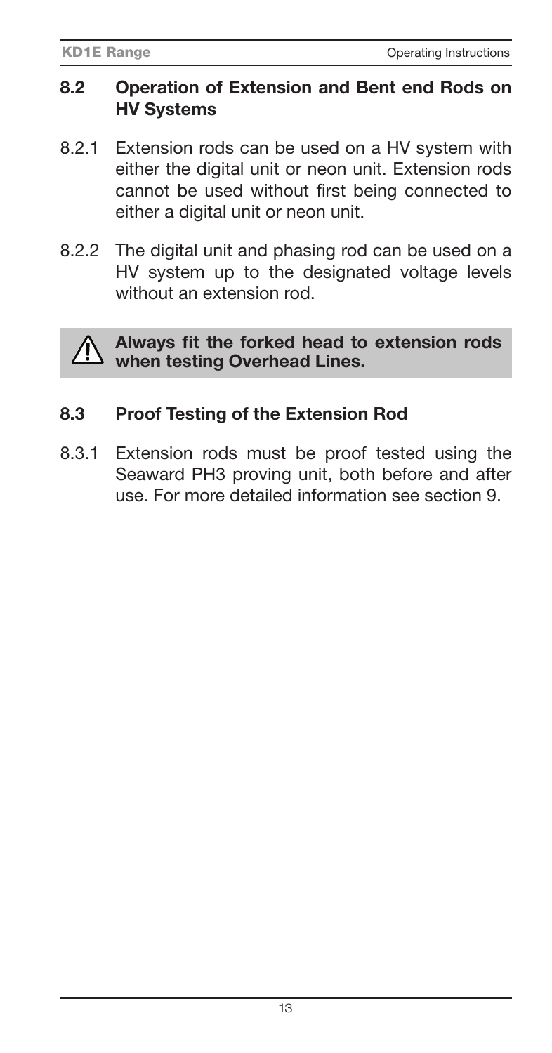## 8.2 Operation of Extension and Bent end Rods on HV Systems

8.2.1 Extension rods can be used on a HV system with either the digital unit or neon unit. Extension rods cannot be used without first being connected to either a digital unit or neon unit.

8.2.2 The digital unit and phasing rod can be used on a HV system up to the designated voltage levels without an extension rod.

> ⚠ **Always fit the forked head to extension rods when testing Overhead Lines.**

## 8.3 Proof Testing of the Extension Rod

8.3.1 Extension rods must be proof tested using the Seaward PH3 proving unit, both before and after use. For more detailed information see section 9.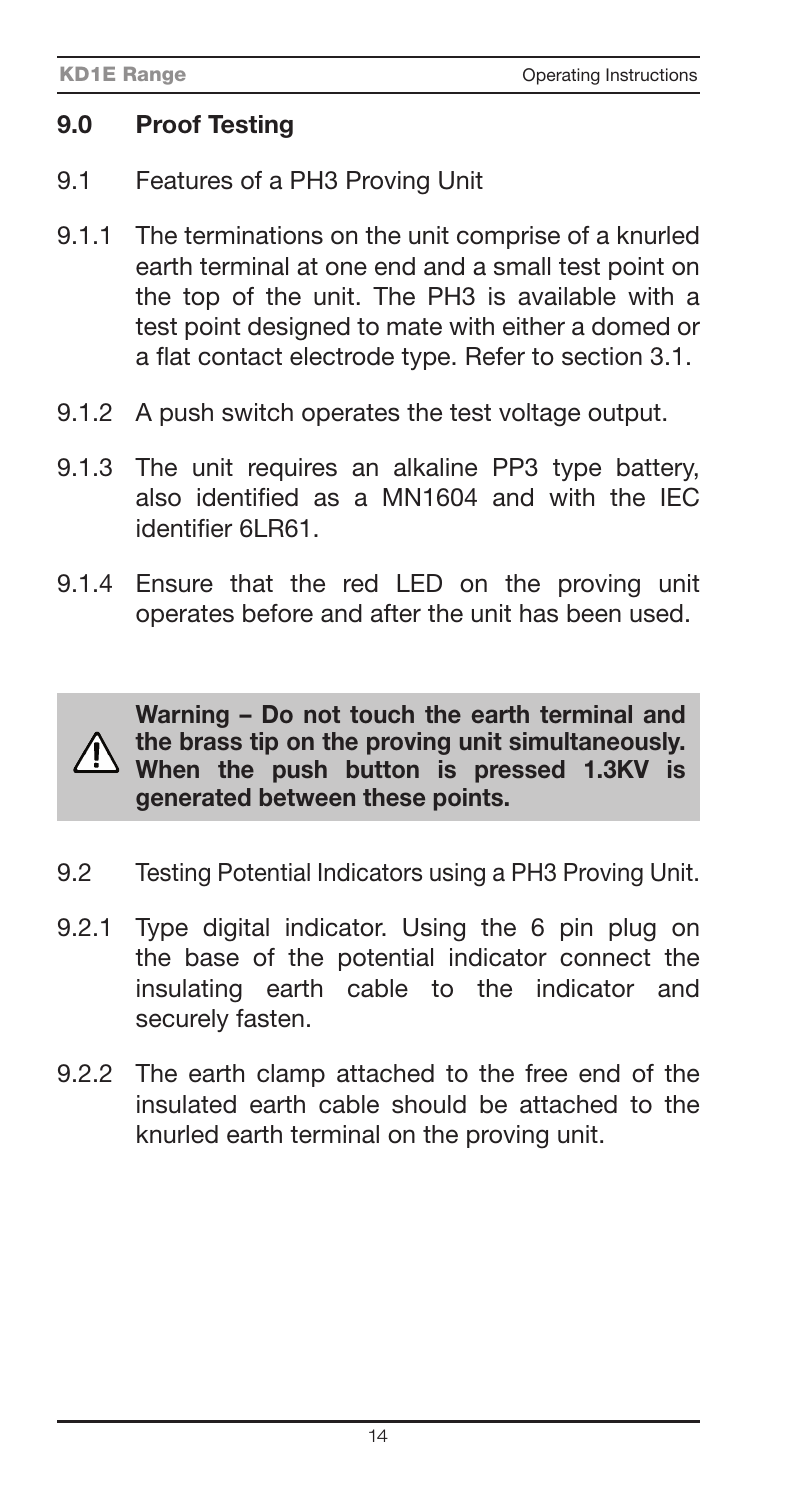## 9.0 Proof Testing

9.1 Features of a PH3 Proving Unit

9.1.1 The terminations on the unit comprise of a knurled earth terminal at one end and a small test point on the top of the unit. The PH3 is available with a test point designed to mate with either a domed or a flat contact electrode type. Refer to section 3.1.

9.1.2 A push switch operates the test voltage output.

9.1.3 The unit requires an alkaline PP3 type battery, also identified as a MN1604 and with the IEC identifier 6LR61.

9.1.4 Ensure that the red LED on the proving unit operates before and after the unit has been used.

> ⚠ **Warning – Do not touch the earth terminal and the brass tip on the proving unit simultaneously. When the push button is pressed 1.3KV is generated between these points.**

9.2 Testing Potential Indicators using a PH3 Proving Unit.

9.2.1 Type digital indicator. Using the 6 pin plug on the base of the potential indicator connect the insulating earth cable to the indicator and securely fasten.

9.2.2 The earth clamp attached to the free end of the insulated earth cable should be attached to the knurled earth terminal on the proving unit.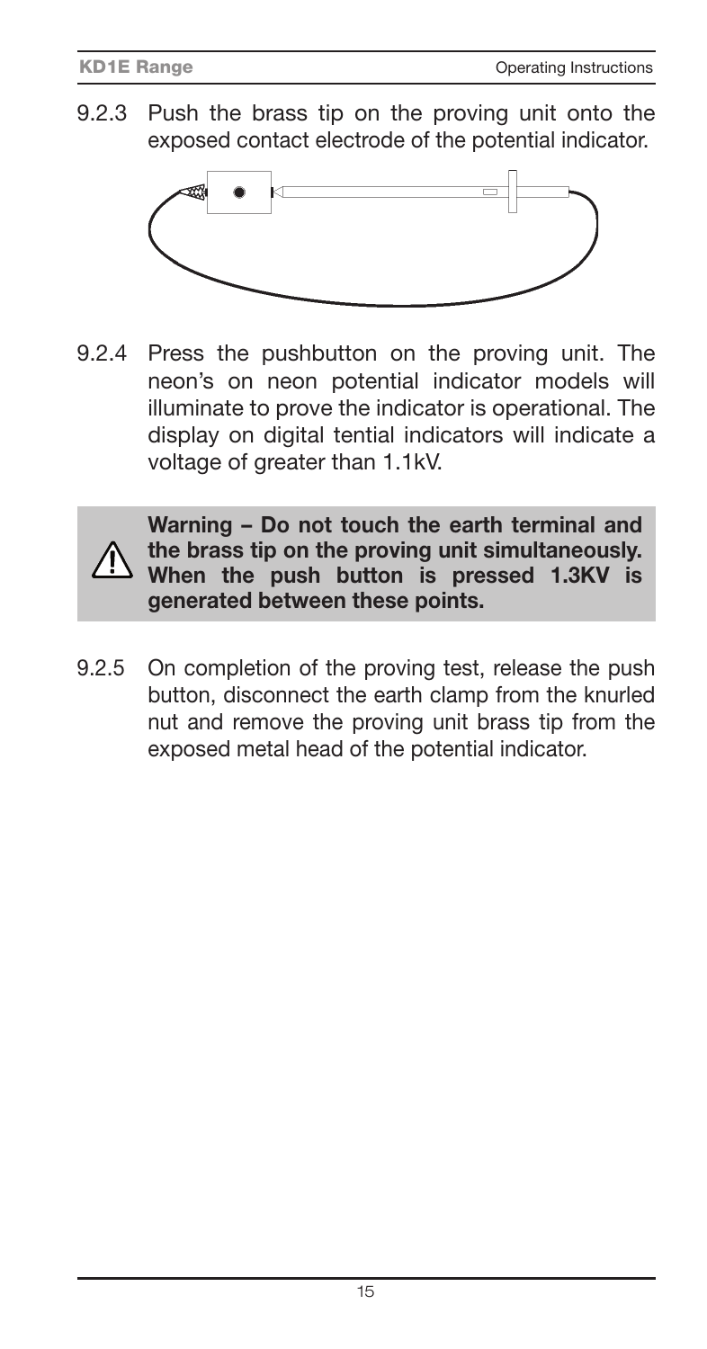9.2.3 Push the brass tip on the proving unit onto the exposed contact electrode of the potential indicator.

9.2.4 Press the pushbutton on the proving unit. The neon's on neon potential indicator models will illuminate to prove the indicator is operational. The display on digital tential indicators will indicate a voltage of greater than 1.1kV.

**Warning – Do not touch the earth terminal and the brass tip on the proving unit simultaneously. When the push button is pressed 1.3KV is generated between these points.**

9.2.5 On completion of the proving test, release the push button, disconnect the earth clamp from the knurled nut and remove the proving unit brass tip from the exposed metal head of the potential indicator.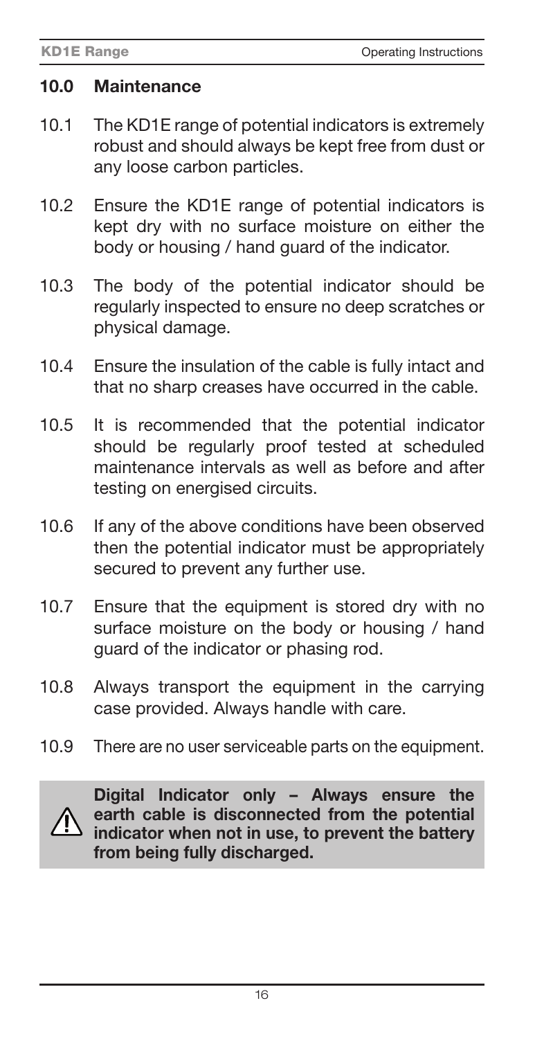## 10.0 Maintenance

10.1 The KD1E range of potential indicators is extremely robust and should always be kept free from dust or any loose carbon particles.

10.2 Ensure the KD1E range of potential indicators is kept dry with no surface moisture on either the body or housing / hand guard of the indicator.

10.3 The body of the potential indicator should be regularly inspected to ensure no deep scratches or physical damage.

10.4 Ensure the insulation of the cable is fully intact and that no sharp creases have occurred in the cable.

10.5 It is recommended that the potential indicator should be regularly proof tested at scheduled maintenance intervals as well as before and after testing on energised circuits.

10.6 If any of the above conditions have been observed then the potential indicator must be appropriately secured to prevent any further use.

10.7 Ensure that the equipment is stored dry with no surface moisture on the body or housing / hand guard of the indicator or phasing rod.

10.8 Always transport the equipment in the carrying case provided. Always handle with care.

10.9 There are no user serviceable parts on the equipment.

**⚠ Digital Indicator only – Always ensure the earth cable is disconnected from the potential indicator when not in use, to prevent the battery from being fully discharged.**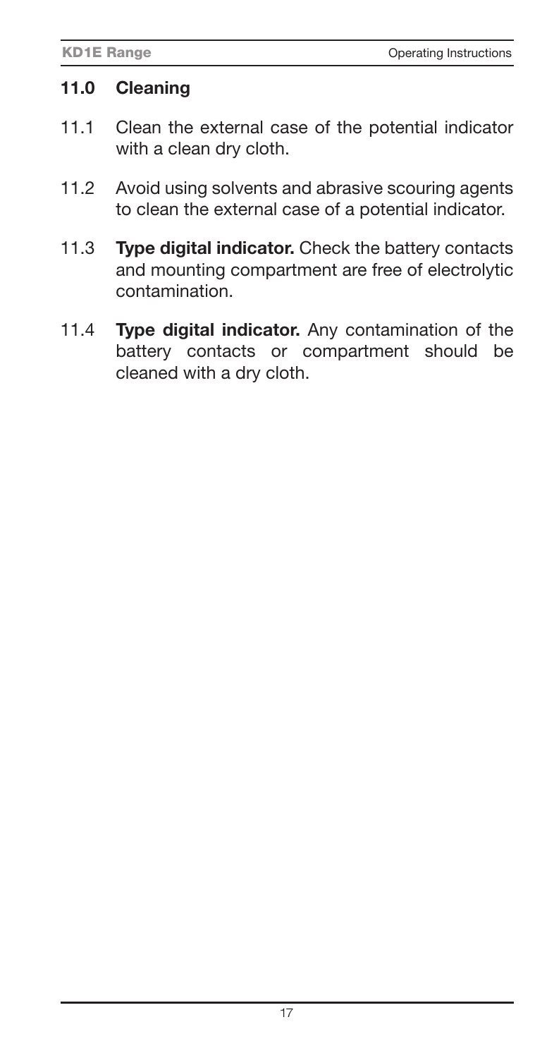## 11.0 Cleaning

11.1 Clean the external case of the potential indicator with a clean dry cloth.

11.2 Avoid using solvents and abrasive scouring agents to clean the external case of a potential indicator.

11.3 **Type digital indicator.** Check the battery contacts and mounting compartment are free of electrolytic contamination.

11.4 **Type digital indicator.** Any contamination of the battery contacts or compartment should be cleaned with a dry cloth.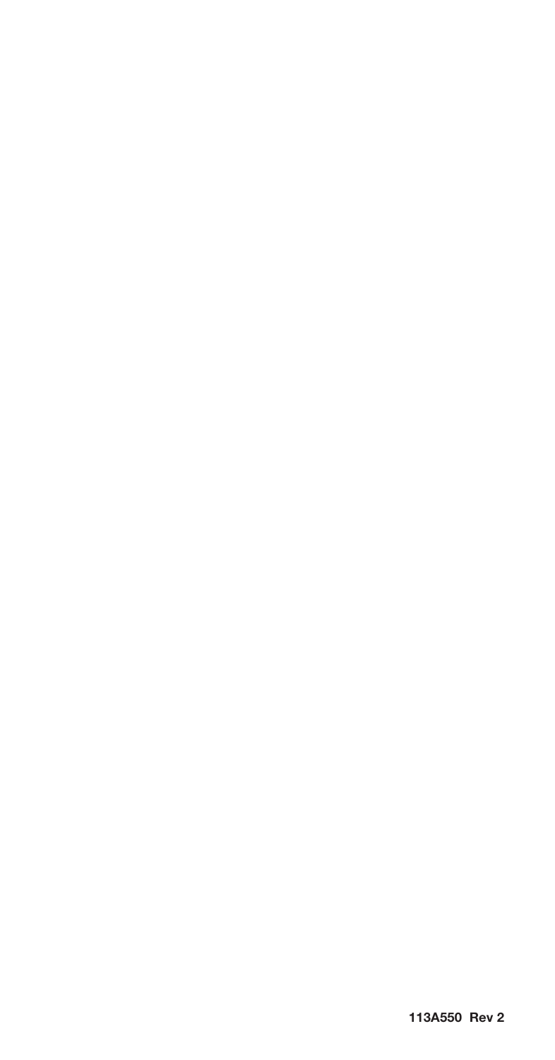113A550 Rev 2